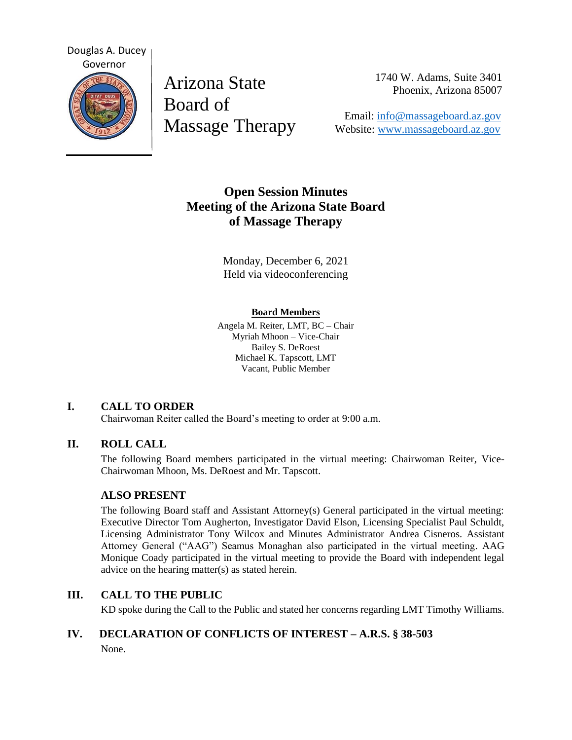Douglas A. Ducey
Governor

Arizona State
Board of
Massage Therapy

1740 W. Adams, Suite 3401
Phoenix, Arizona 85007

Email: info@massageboard.az.gov
Website: www.massageboard.az.gov

# Open Session Minutes
# Meeting of the Arizona State Board of Massage Therapy

Monday, December 6, 2021
Held via videoconferencing

**Board Members**

Angela M. Reiter, LMT, BC – Chair
Myriah Mhoon – Vice-Chair
Bailey S. DeRoest
Michael K. Tapscott, LMT
Vacant, Public Member

## I. CALL TO ORDER

Chairwoman Reiter called the Board's meeting to order at 9:00 a.m.

## II. ROLL CALL

The following Board members participated in the virtual meeting: Chairwoman Reiter, Vice-Chairwoman Mhoon, Ms. DeRoest and Mr. Tapscott.

### ALSO PRESENT

The following Board staff and Assistant Attorney(s) General participated in the virtual meeting: Executive Director Tom Augherton, Investigator David Elson, Licensing Specialist Paul Schuldt, Licensing Administrator Tony Wilcox and Minutes Administrator Andrea Cisneros. Assistant Attorney General ("AAG") Seamus Monaghan also participated in the virtual meeting. AAG Monique Coady participated in the virtual meeting to provide the Board with independent legal advice on the hearing matter(s) as stated herein.

## III. CALL TO THE PUBLIC

KD spoke during the Call to the Public and stated her concerns regarding LMT Timothy Williams.

## IV. DECLARATION OF CONFLICTS OF INTEREST – A.R.S. § 38-503

None.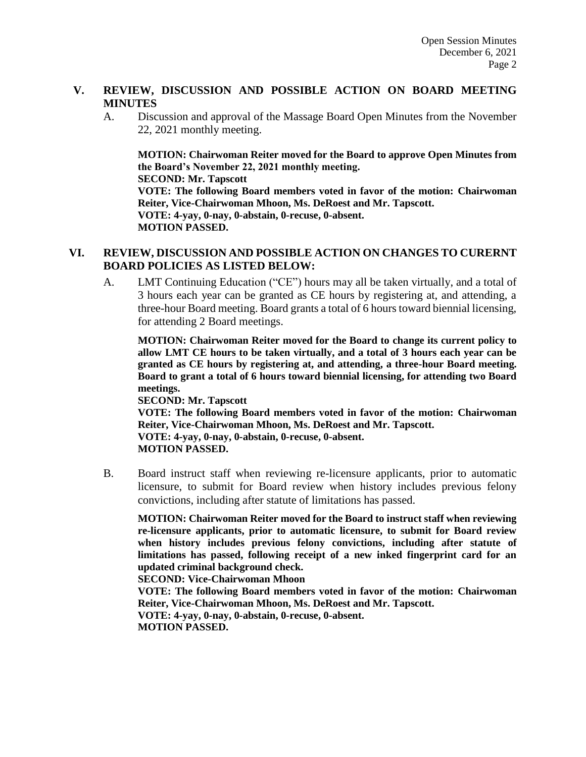## V. REVIEW, DISCUSSION AND POSSIBLE ACTION ON BOARD MEETING MINUTES

A. Discussion and approval of the Massage Board Open Minutes from the November 22, 2021 monthly meeting.

**MOTION: Chairwoman Reiter moved for the Board to approve Open Minutes from the Board's November 22, 2021 monthly meeting.**
**SECOND: Mr. Tapscott**
**VOTE: The following Board members voted in favor of the motion: Chairwoman Reiter, Vice-Chairwoman Mhoon, Ms. DeRoest and Mr. Tapscott.**
**VOTE: 4-yay, 0-nay, 0-abstain, 0-recuse, 0-absent.**
**MOTION PASSED.**

## VI. REVIEW, DISCUSSION AND POSSIBLE ACTION ON CHANGES TO CURERNT BOARD POLICIES AS LISTED BELOW:

A. LMT Continuing Education ("CE") hours may all be taken virtually, and a total of 3 hours each year can be granted as CE hours by registering at, and attending, a three-hour Board meeting. Board grants a total of 6 hours toward biennial licensing, for attending 2 Board meetings.

**MOTION: Chairwoman Reiter moved for the Board to change its current policy to allow LMT CE hours to be taken virtually, and a total of 3 hours each year can be granted as CE hours by registering at, and attending, a three-hour Board meeting. Board to grant a total of 6 hours toward biennial licensing, for attending two Board meetings.**
**SECOND: Mr. Tapscott**
**VOTE: The following Board members voted in favor of the motion: Chairwoman Reiter, Vice-Chairwoman Mhoon, Ms. DeRoest and Mr. Tapscott.**
**VOTE: 4-yay, 0-nay, 0-abstain, 0-recuse, 0-absent.**
**MOTION PASSED.**

B. Board instruct staff when reviewing re-licensure applicants, prior to automatic licensure, to submit for Board review when history includes previous felony convictions, including after statute of limitations has passed.

**MOTION: Chairwoman Reiter moved for the Board to instruct staff when reviewing re-licensure applicants, prior to automatic licensure, to submit for Board review when history includes previous felony convictions, including after statute of limitations has passed, following receipt of a new inked fingerprint card for an updated criminal background check.**
**SECOND: Vice-Chairwoman Mhoon**
**VOTE: The following Board members voted in favor of the motion: Chairwoman Reiter, Vice-Chairwoman Mhoon, Ms. DeRoest and Mr. Tapscott.**
**VOTE: 4-yay, 0-nay, 0-abstain, 0-recuse, 0-absent.**
**MOTION PASSED.**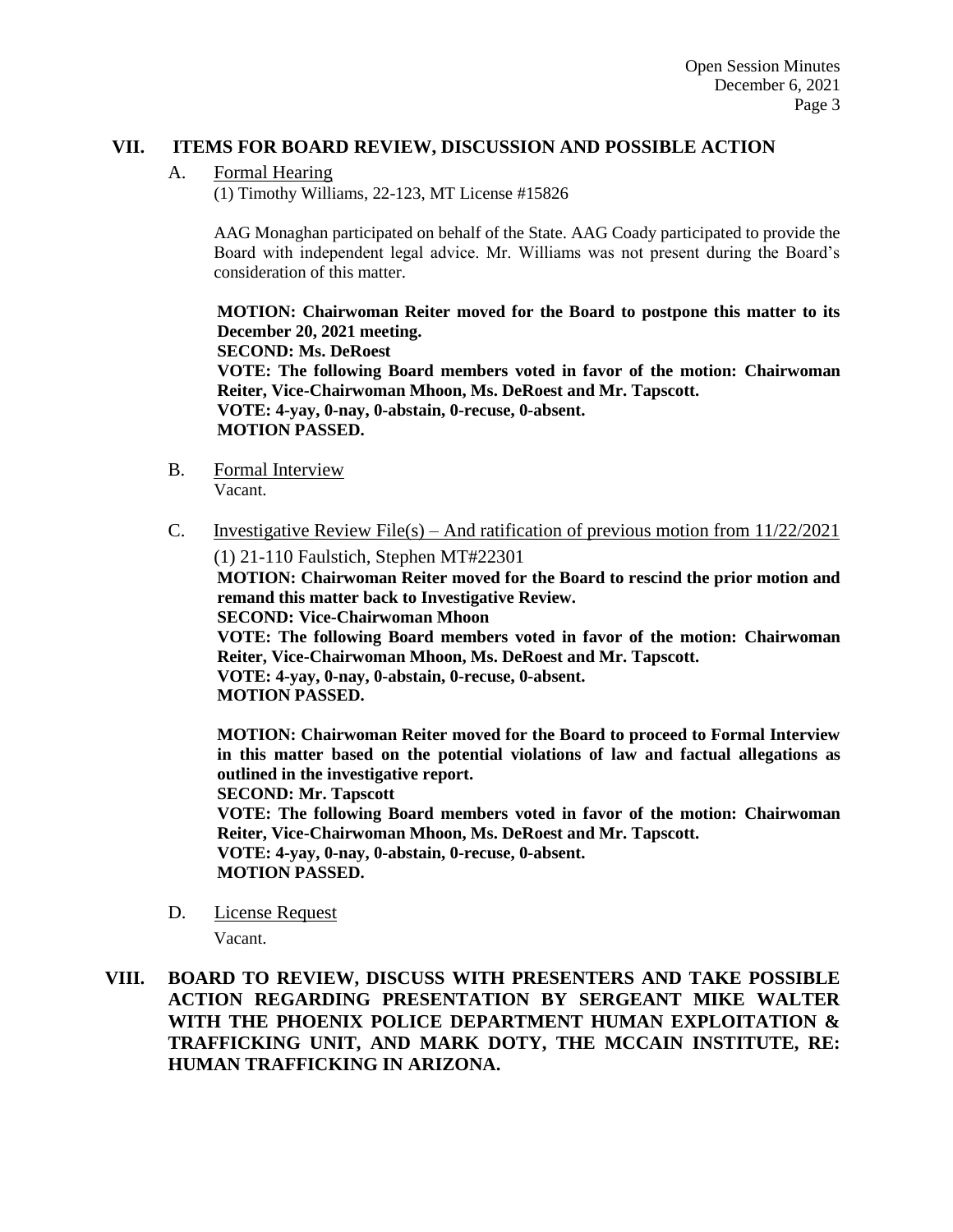## VII. ITEMS FOR BOARD REVIEW, DISCUSSION AND POSSIBLE ACTION

A. Formal Hearing

(1) Timothy Williams, 22-123, MT License #15826

AAG Monaghan participated on behalf of the State. AAG Coady participated to provide the Board with independent legal advice. Mr. Williams was not present during the Board's consideration of this matter.

**MOTION: Chairwoman Reiter moved for the Board to postpone this matter to its December 20, 2021 meeting.**
**SECOND: Ms. DeRoest**
**VOTE: The following Board members voted in favor of the motion: Chairwoman Reiter, Vice-Chairwoman Mhoon, Ms. DeRoest and Mr. Tapscott.**
**VOTE: 4-yay, 0-nay, 0-abstain, 0-recuse, 0-absent.**
**MOTION PASSED.**

B. Formal Interview

Vacant.

C. Investigative Review File(s) – And ratification of previous motion from 11/22/2021

(1) 21-110 Faulstich, Stephen MT#22301

**MOTION: Chairwoman Reiter moved for the Board to rescind the prior motion and remand this matter back to Investigative Review.**
**SECOND: Vice-Chairwoman Mhoon**
**VOTE: The following Board members voted in favor of the motion: Chairwoman Reiter, Vice-Chairwoman Mhoon, Ms. DeRoest and Mr. Tapscott.**
**VOTE: 4-yay, 0-nay, 0-abstain, 0-recuse, 0-absent.**
**MOTION PASSED.**

**MOTION: Chairwoman Reiter moved for the Board to proceed to Formal Interview in this matter based on the potential violations of law and factual allegations as outlined in the investigative report.**
**SECOND: Mr. Tapscott**
**VOTE: The following Board members voted in favor of the motion: Chairwoman Reiter, Vice-Chairwoman Mhoon, Ms. DeRoest and Mr. Tapscott.**
**VOTE: 4-yay, 0-nay, 0-abstain, 0-recuse, 0-absent.**
**MOTION PASSED.**

D. License Request

Vacant.

## VIII. BOARD TO REVIEW, DISCUSS WITH PRESENTERS AND TAKE POSSIBLE ACTION REGARDING PRESENTATION BY SERGEANT MIKE WALTER WITH THE PHOENIX POLICE DEPARTMENT HUMAN EXPLOITATION & TRAFFICKING UNIT, AND MARK DOTY, THE MCCAIN INSTITUTE, RE: HUMAN TRAFFICKING IN ARIZONA.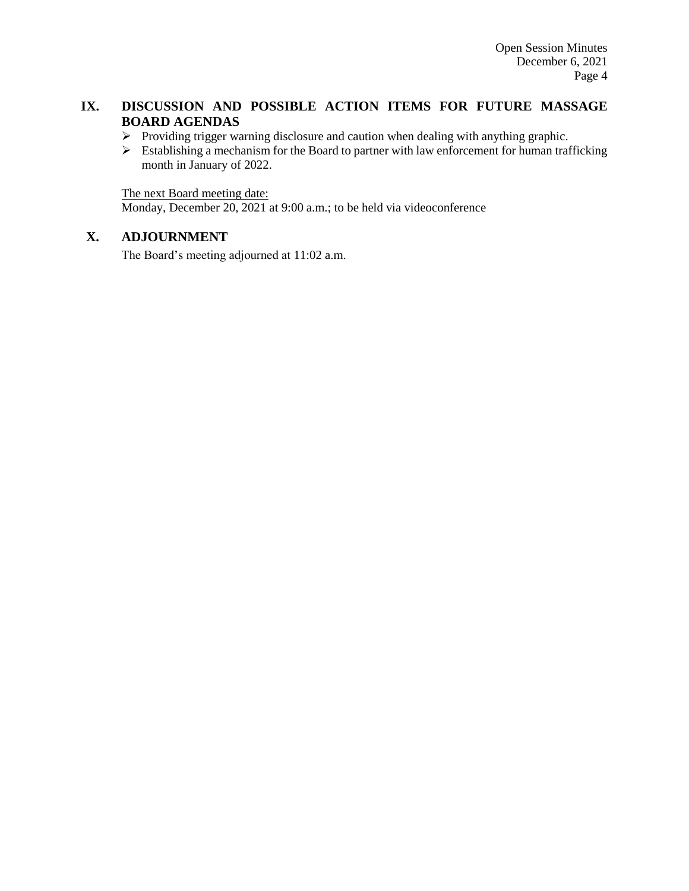## IX. DISCUSSION AND POSSIBLE ACTION ITEMS FOR FUTURE MASSAGE BOARD AGENDAS

- Providing trigger warning disclosure and caution when dealing with anything graphic.
- Establishing a mechanism for the Board to partner with law enforcement for human trafficking month in January of 2022.

<u>The next Board meeting date:</u>
Monday, December 20, 2021 at 9:00 a.m.; to be held via videoconference

## X. ADJOURNMENT

The Board's meeting adjourned at 11:02 a.m.